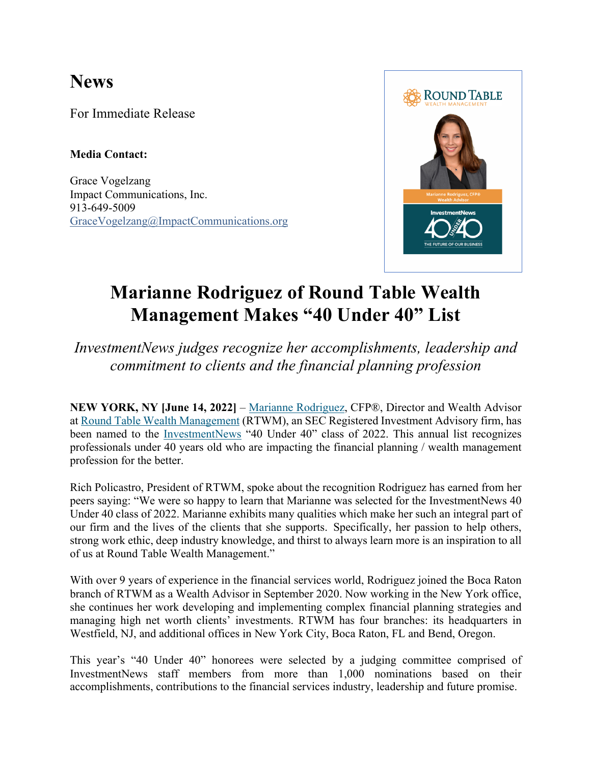# News

For Immediate Release

**Media Contact:**

Grace Vogelzang
Impact Communications, Inc.
913-649-5009
GraceVogelzang@ImpactCommunications.org

# Marianne Rodriguez of Round Table Wealth Management Makes "40 Under 40" List

*InvestmentNews judges recognize her accomplishments, leadership and commitment to clients and the financial planning profession*

**NEW YORK, NY [June 14, 2022]** – Marianne Rodriguez, CFP®, Director and Wealth Advisor at Round Table Wealth Management (RTWM), an SEC Registered Investment Advisory firm, has been named to the InvestmentNews "40 Under 40" class of 2022. This annual list recognizes professionals under 40 years old who are impacting the financial planning / wealth management profession for the better.

Rich Policastro, President of RTWM, spoke about the recognition Rodriguez has earned from her peers saying: "We were so happy to learn that Marianne was selected for the InvestmentNews 40 Under 40 class of 2022. Marianne exhibits many qualities which make her such an integral part of our firm and the lives of the clients that she supports. Specifically, her passion to help others, strong work ethic, deep industry knowledge, and thirst to always learn more is an inspiration to all of us at Round Table Wealth Management."

With over 9 years of experience in the financial services world, Rodriguez joined the Boca Raton branch of RTWM as a Wealth Advisor in September 2020. Now working in the New York office, she continues her work developing and implementing complex financial planning strategies and managing high net worth clients' investments. RTWM has four branches: its headquarters in Westfield, NJ, and additional offices in New York City, Boca Raton, FL and Bend, Oregon.

This year's "40 Under 40" honorees were selected by a judging committee comprised of InvestmentNews staff members from more than 1,000 nominations based on their accomplishments, contributions to the financial services industry, leadership and future promise.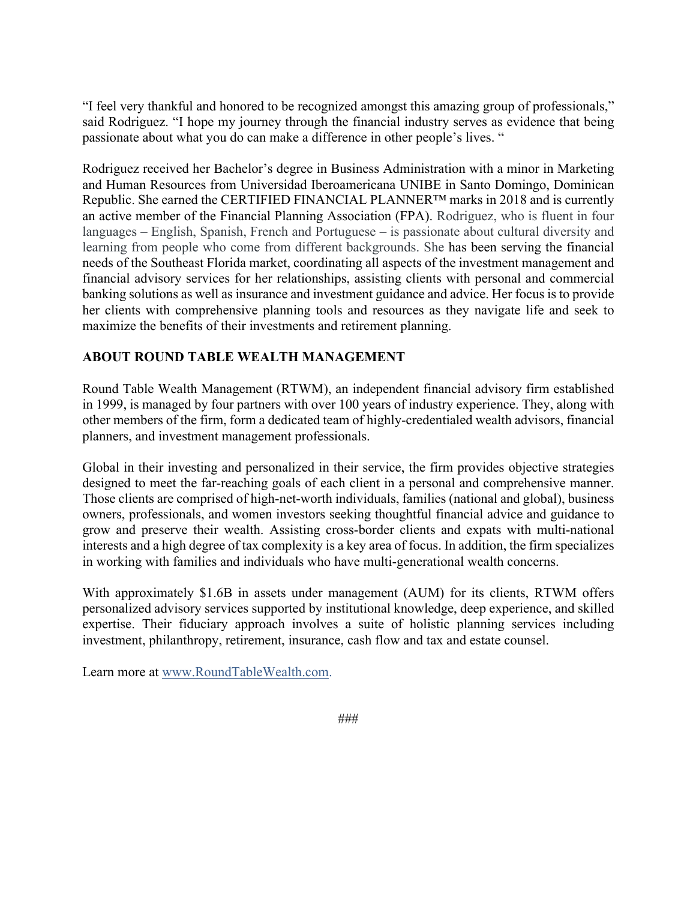"I feel very thankful and honored to be recognized amongst this amazing group of professionals," said Rodriguez. "I hope my journey through the financial industry serves as evidence that being passionate about what you do can make a difference in other people's lives. "

Rodriguez received her Bachelor's degree in Business Administration with a minor in Marketing and Human Resources from Universidad Iberoamericana UNIBE in Santo Domingo, Dominican Republic. She earned the CERTIFIED FINANCIAL PLANNER™ marks in 2018 and is currently an active member of the Financial Planning Association (FPA). Rodriguez, who is fluent in four languages – English, Spanish, French and Portuguese – is passionate about cultural diversity and learning from people who come from different backgrounds. She has been serving the financial needs of the Southeast Florida market, coordinating all aspects of the investment management and financial advisory services for her relationships, assisting clients with personal and commercial banking solutions as well as insurance and investment guidance and advice. Her focus is to provide her clients with comprehensive planning tools and resources as they navigate life and seek to maximize the benefits of their investments and retirement planning.

**ABOUT ROUND TABLE WEALTH MANAGEMENT**

Round Table Wealth Management (RTWM), an independent financial advisory firm established in 1999, is managed by four partners with over 100 years of industry experience. They, along with other members of the firm, form a dedicated team of highly-credentialed wealth advisors, financial planners, and investment management professionals.

Global in their investing and personalized in their service, the firm provides objective strategies designed to meet the far-reaching goals of each client in a personal and comprehensive manner. Those clients are comprised of high-net-worth individuals, families (national and global), business owners, professionals, and women investors seeking thoughtful financial advice and guidance to grow and preserve their wealth. Assisting cross-border clients and expats with multi-national interests and a high degree of tax complexity is a key area of focus. In addition, the firm specializes in working with families and individuals who have multi-generational wealth concerns.

With approximately $1.6B in assets under management (AUM) for its clients, RTWM offers personalized advisory services supported by institutional knowledge, deep experience, and skilled expertise. Their fiduciary approach involves a suite of holistic planning services including investment, philanthropy, retirement, insurance, cash flow and tax and estate counsel.

Learn more at www.RoundTableWealth.com.

###